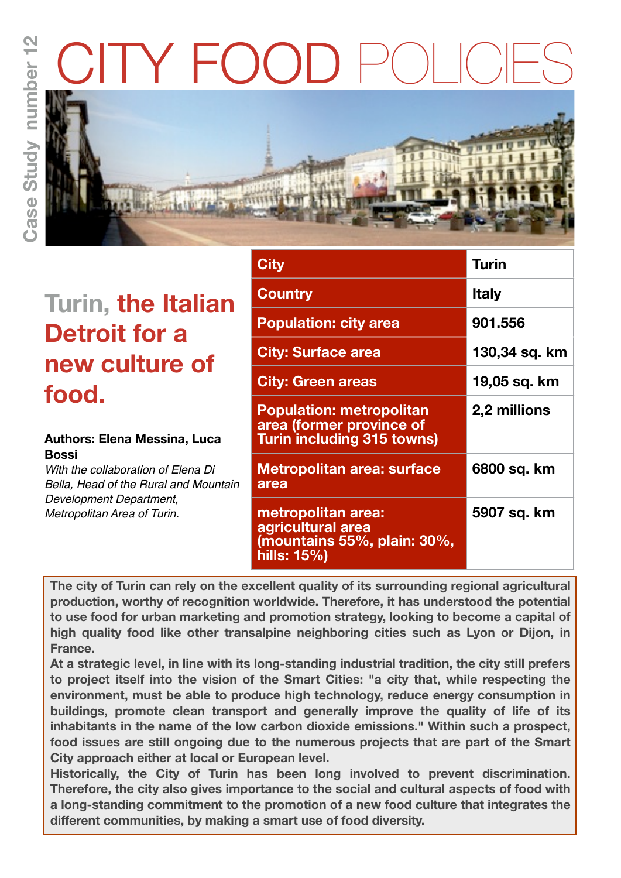Case Study number 12

# CITY FOOD POLICIES

## Turin, the Italian Detroit for a new culture of food.

**Authors: Elena Messina, Luca Bossi**

*With the collaboration of Elena Di Bella, Head of the Rural and Mountain Development Department, Metropolitan Area of Turin.*

| City | Turin |
|---|---|
| Country | Italy |
| Population: city area | 901.556 |
| City: Surface area | 130,34 sq. km |
| City: Green areas | 19,05 sq. km |
| Population: metropolitan area (former province of Turin including 315 towns) | 2,2 millions |
| Metropolitan area: surface area | 6800 sq. km |
| metropolitan area: agricultural area (mountains 55%, plain: 30%, hills: 15%) | 5907 sq. km |

**The city of Turin can rely on the excellent quality of its surrounding regional agricultural production, worthy of recognition worldwide. Therefore, it has understood the potential to use food for urban marketing and promotion strategy, looking to become a capital of high quality food like other transalpine neighboring cities such as Lyon or Dijon, in France.**

**At a strategic level, in line with its long-standing industrial tradition, the city still prefers to project itself into the vision of the Smart Cities: "a city that, while respecting the environment, must be able to produce high technology, reduce energy consumption in buildings, promote clean transport and generally improve the quality of life of its inhabitants in the name of the low carbon dioxide emissions." Within such a prospect, food issues are still ongoing due to the numerous projects that are part of the Smart City approach either at local or European level.**

**Historically, the City of Turin has been long involved to prevent discrimination. Therefore, the city also gives importance to the social and cultural aspects of food with a long-standing commitment to the promotion of a new food culture that integrates the different communities, by making a smart use of food diversity.**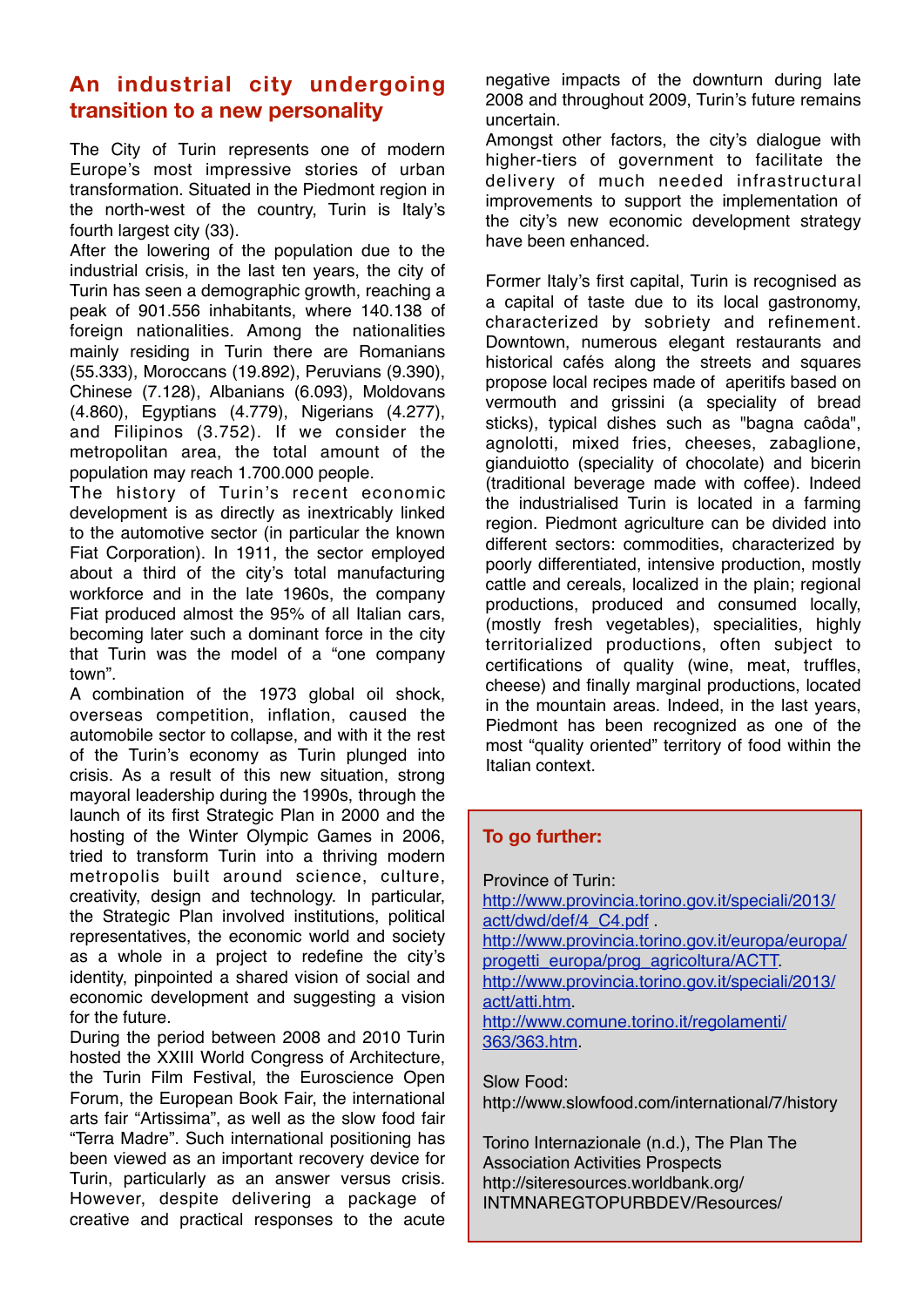## An industrial city undergoing transition to a new personality

The City of Turin represents one of modern Europe's most impressive stories of urban transformation. Situated in the Piedmont region in the north-west of the country, Turin is Italy's fourth largest city (33).

After the lowering of the population due to the industrial crisis, in the last ten years, the city of Turin has seen a demographic growth, reaching a peak of 901.556 inhabitants, where 140.138 of foreign nationalities. Among the nationalities mainly residing in Turin there are Romanians (55.333), Moroccans (19.892), Peruvians (9.390), Chinese (7.128), Albanians (6.093), Moldovans (4.860), Egyptians (4.779), Nigerians (4.277), and Filipinos (3.752). If we consider the metropolitan area, the total amount of the population may reach 1.700.000 people.

The history of Turin's recent economic development is as directly as inextricably linked to the automotive sector (in particular the known Fiat Corporation). In 1911, the sector employed about a third of the city's total manufacturing workforce and in the late 1960s, the company Fiat produced almost the 95% of all Italian cars, becoming later such a dominant force in the city that Turin was the model of a "one company town".

A combination of the 1973 global oil shock, overseas competition, inflation, caused the automobile sector to collapse, and with it the rest of the Turin's economy as Turin plunged into crisis. As a result of this new situation, strong mayoral leadership during the 1990s, through the launch of its first Strategic Plan in 2000 and the hosting of the Winter Olympic Games in 2006, tried to transform Turin into a thriving modern metropolis built around science, culture, creativity, design and technology. In particular, the Strategic Plan involved institutions, political representatives, the economic world and society as a whole in a project to redefine the city's identity, pinpointed a shared vision of social and economic development and suggesting a vision for the future.

During the period between 2008 and 2010 Turin hosted the XXIII World Congress of Architecture, the Turin Film Festival, the Euroscience Open Forum, the European Book Fair, the international arts fair "Artissima", as well as the slow food fair "Terra Madre". Such international positioning has been viewed as an important recovery device for Turin, particularly as an answer versus crisis. However, despite delivering a package of creative and practical responses to the acute negative impacts of the downturn during late 2008 and throughout 2009, Turin's future remains uncertain.

Amongst other factors, the city's dialogue with higher-tiers of government to facilitate the delivery of much needed infrastructural improvements to support the implementation of the city's new economic development strategy have been enhanced.

Former Italy's first capital, Turin is recognised as a capital of taste due to its local gastronomy, characterized by sobriety and refinement. Downtown, numerous elegant restaurants and historical cafés along the streets and squares propose local recipes made of aperitifs based on vermouth and grissini (a speciality of bread sticks), typical dishes such as "bagna caôda", agnolotti, mixed fries, cheeses, zabaglione, gianduiotto (speciality of chocolate) and bicerin (traditional beverage made with coffee). Indeed the industrialised Turin is located in a farming region. Piedmont agriculture can be divided into different sectors: commodities, characterized by poorly differentiated, intensive production, mostly cattle and cereals, localized in the plain; regional productions, produced and consumed locally, (mostly fresh vegetables), specialities, highly territorialized productions, often subject to certifications of quality (wine, meat, truffles, cheese) and finally marginal productions, located in the mountain areas. Indeed, in the last years, Piedmont has been recognized as one of the most "quality oriented" territory of food within the Italian context.

### To go further:

Province of Turin:
http://www.provincia.torino.gov.it/speciali/2013/actt/dwd/def/4_C4.pdf .
http://www.provincia.torino.gov.it/europa/europa/progetti_europa/prog_agricoltura/ACTT.
http://www.provincia.torino.gov.it/speciali/2013/actt/atti.htm.
http://www.comune.torino.it/regolamenti/363/363.htm.

Slow Food:
http://www.slowfood.com/international/7/history

Torino Internazionale (n.d.), The Plan The Association Activities Prospects
http://siteresources.worldbank.org/INTMNAREGTOPURBDEV/Resources/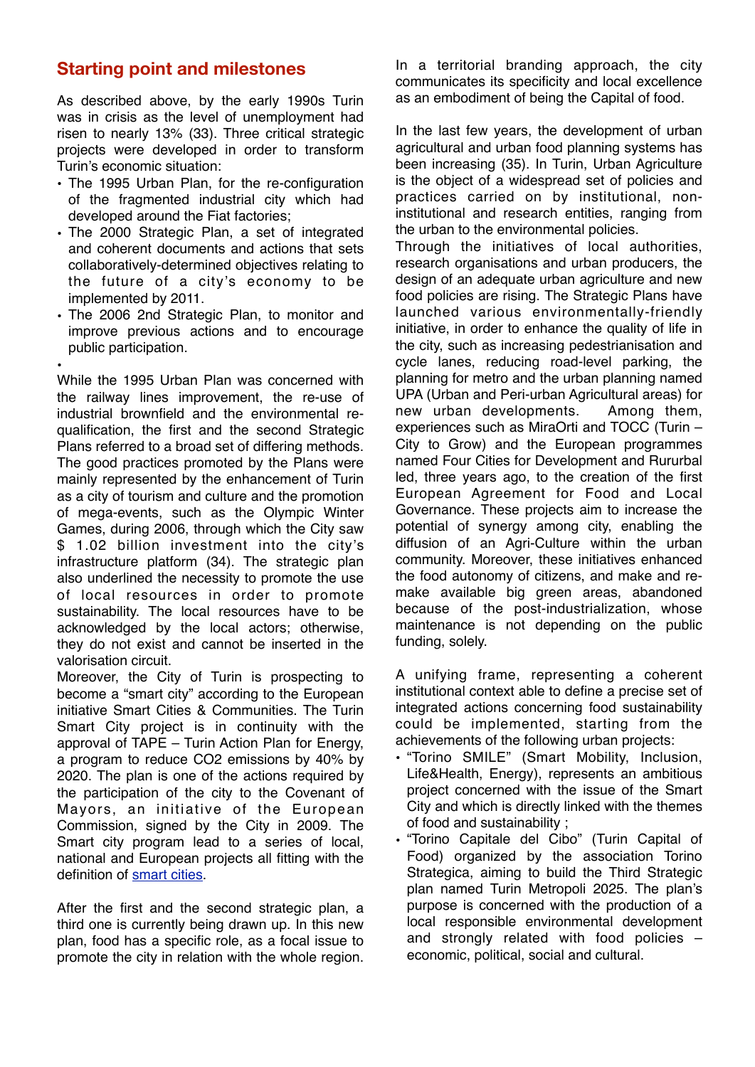## Starting point and milestones

As described above, by the early 1990s Turin was in crisis as the level of unemployment had risen to nearly 13% (33). Three critical strategic projects were developed in order to transform Turin's economic situation:

- The 1995 Urban Plan, for the re-configuration of the fragmented industrial city which had developed around the Fiat factories;
- The 2000 Strategic Plan, a set of integrated and coherent documents and actions that sets collaboratively-determined objectives relating to the future of a city's economy to be implemented by 2011.
- The 2006 2nd Strategic Plan, to monitor and improve previous actions and to encourage public participation.

While the 1995 Urban Plan was concerned with the railway lines improvement, the re-use of industrial brownfield and the environmental re-qualification, the first and the second Strategic Plans referred to a broad set of differing methods. The good practices promoted by the Plans were mainly represented by the enhancement of Turin as a city of tourism and culture and the promotion of mega-events, such as the Olympic Winter Games, during 2006, through which the City saw $ 1.02 billion investment into the city's infrastructure platform (34). The strategic plan also underlined the necessity to promote the use of local resources in order to promote sustainability. The local resources have to be acknowledged by the local actors; otherwise, they do not exist and cannot be inserted in the valorisation circuit.

Moreover, the City of Turin is prospecting to become a "smart city" according to the European initiative Smart Cities & Communities. The Turin Smart City project is in continuity with the approval of TAPE – Turin Action Plan for Energy, a program to reduce $CO_2$ emissions by 40% by 2020. The plan is one of the actions required by the participation of the city to the Covenant of Mayors, an initiative of the European Commission, signed by the City in 2009. The Smart city program lead to a series of local, national and European projects all fitting with the definition of smart cities.

After the first and the second strategic plan, a third one is currently being drawn up. In this new plan, food has a specific role, as a focal issue to promote the city in relation with the whole region. In a territorial branding approach, the city communicates its specificity and local excellence as an embodiment of being the Capital of food.

In the last few years, the development of urban agricultural and urban food planning systems has been increasing (35). In Turin, Urban Agriculture is the object of a widespread set of policies and practices carried on by institutional, non-institutional and research entities, ranging from the urban to the environmental policies.

Through the initiatives of local authorities, research organisations and urban producers, the design of an adequate urban agriculture and new food policies are rising. The Strategic Plans have launched various environmentally-friendly initiative, in order to enhance the quality of life in the city, such as increasing pedestrianisation and cycle lanes, reducing road-level parking, the planning for metro and the urban planning named UPA (Urban and Peri-urban Agricultural areas) for new urban developments. Among them, experiences such as MiraOrti and TOCC (Turin – City to Grow) and the European programmes named Four Cities for Development and Rururbal led, three years ago, to the creation of the first European Agreement for Food and Local Governance. These projects aim to increase the potential of synergy among city, enabling the diffusion of an Agri-Culture within the urban community. Moreover, these initiatives enhanced the food autonomy of citizens, and make and re-make available big green areas, abandoned because of the post-industrialization, whose maintenance is not depending on the public funding, solely.

A unifying frame, representing a coherent institutional context able to define a precise set of integrated actions concerning food sustainability could be implemented, starting from the achievements of the following urban projects:

- "Torino SMILE" (Smart Mobility, Inclusion, Life&Health, Energy), represents an ambitious project concerned with the issue of the Smart City and which is directly linked with the themes of food and sustainability ;
- "Torino Capitale del Cibo" (Turin Capital of Food) organized by the association Torino Strategica, aiming to build the Third Strategic plan named Turin Metropoli 2025. The plan's purpose is concerned with the production of a local responsible environmental development and strongly related with food policies – economic, political, social and cultural.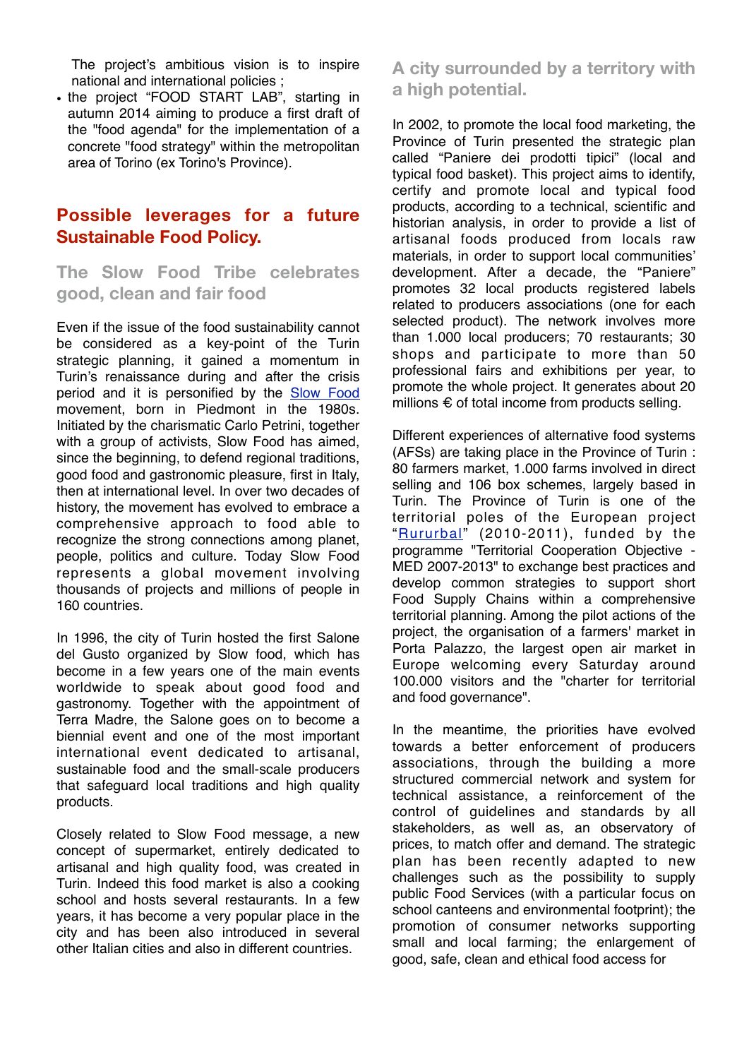The project's ambitious vision is to inspire national and international policies ;

- the project "FOOD START LAB", starting in autumn 2014 aiming to produce a first draft of the "food agenda" for the implementation of a concrete "food strategy" within the metropolitan area of Torino (ex Torino's Province).

## Possible leverages for a future Sustainable Food Policy.

### The Slow Food Tribe celebrates good, clean and fair food

Even if the issue of the food sustainability cannot be considered as a key-point of the Turin strategic planning, it gained a momentum in Turin's renaissance during and after the crisis period and it is personified by the Slow Food movement, born in Piedmont in the 1980s. Initiated by the charismatic Carlo Petrini, together with a group of activists, Slow Food has aimed, since the beginning, to defend regional traditions, good food and gastronomic pleasure, first in Italy, then at international level. In over two decades of history, the movement has evolved to embrace a comprehensive approach to food able to recognize the strong connections among planet, people, politics and culture. Today Slow Food represents a global movement involving thousands of projects and millions of people in 160 countries.

In 1996, the city of Turin hosted the first Salone del Gusto organized by Slow food, which has become in a few years one of the main events worldwide to speak about good food and gastronomy. Together with the appointment of Terra Madre, the Salone goes on to become a biennial event and one of the most important international event dedicated to artisanal, sustainable food and the small-scale producers that safeguard local traditions and high quality products.

Closely related to Slow Food message, a new concept of supermarket, entirely dedicated to artisanal and high quality food, was created in Turin. Indeed this food market is also a cooking school and hosts several restaurants. In a few years, it has become a very popular place in the city and has been also introduced in several other Italian cities and also in different countries.

### A city surrounded by a territory with a high potential.

In 2002, to promote the local food marketing, the Province of Turin presented the strategic plan called "Paniere dei prodotti tipici" (local and typical food basket). This project aims to identify, certify and promote local and typical food products, according to a technical, scientific and historian analysis, in order to provide a list of artisanal foods produced from locals raw materials, in order to support local communities' development. After a decade, the "Paniere" promotes 32 local products registered labels related to producers associations (one for each selected product). The network involves more than 1.000 local producers; 70 restaurants; 30 shops and participate to more than 50 professional fairs and exhibitions per year, to promote the whole project. It generates about 20 millions € of total income from products selling.

Different experiences of alternative food systems (AFSs) are taking place in the Province of Turin : 80 farmers market, 1.000 farms involved in direct selling and 106 box schemes, largely based in Turin. The Province of Turin is one of the territorial poles of the European project "Rururbal" (2010-2011), funded by the programme "Territorial Cooperation Objective - MED 2007-2013" to exchange best practices and develop common strategies to support short Food Supply Chains within a comprehensive territorial planning. Among the pilot actions of the project, the organisation of a farmers' market in Porta Palazzo, the largest open air market in Europe welcoming every Saturday around 100.000 visitors and the "charter for territorial and food governance".

In the meantime, the priorities have evolved towards a better enforcement of producers associations, through the building a more structured commercial network and system for technical assistance, a reinforcement of the control of guidelines and standards by all stakeholders, as well as, an observatory of prices, to match offer and demand. The strategic plan has been recently adapted to new challenges such as the possibility to supply public Food Services (with a particular focus on school canteens and environmental footprint); the promotion of consumer networks supporting small and local farming; the enlargement of good, safe, clean and ethical food access for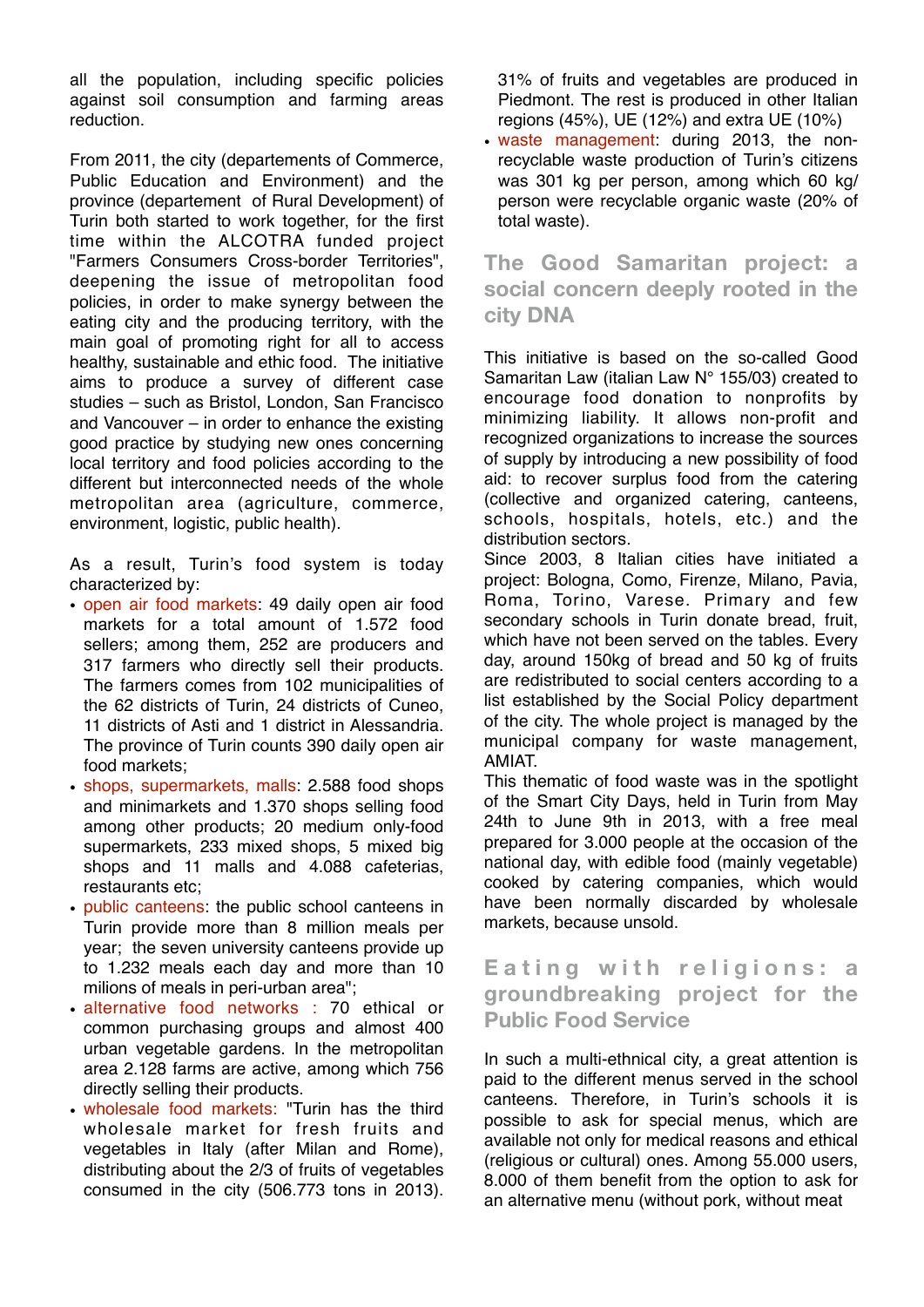all the population, including specific policies against soil consumption and farming areas reduction.

From 2011, the city (departements of Commerce, Public Education and Environment) and the province (departement of Rural Development) of Turin both started to work together, for the first time within the ALCOTRA funded project "Farmers Consumers Cross-border Territories", deepening the issue of metropolitan food policies, in order to make synergy between the eating city and the producing territory, with the main goal of promoting right for all to access healthy, sustainable and ethic food. The initiative aims to produce a survey of different case studies – such as Bristol, London, San Francisco and Vancouver – in order to enhance the existing good practice by studying new ones concerning local territory and food policies according to the different but interconnected needs of the whole metropolitan area (agriculture, commerce, environment, logistic, public health).

As a result, Turin's food system is today characterized by:

- open air food markets: 49 daily open air food markets for a total amount of 1.572 food sellers; among them, 252 are producers and 317 farmers who directly sell their products. The farmers comes from 102 municipalities of the 62 districts of Turin, 24 districts of Cuneo, 11 districts of Asti and 1 district in Alessandria. The province of Turin counts 390 daily open air food markets;
- shops, supermarkets, malls: 2.588 food shops and minimarkets and 1.370 shops selling food among other products; 20 medium only-food supermarkets, 233 mixed shops, 5 mixed big shops and 11 malls and 4.088 cafeterias, restaurants etc;
- public canteens: the public school canteens in Turin provide more than 8 million meals per year; the seven university canteens provide up to 1.232 meals each day and more than 10 milions of meals in peri-urban area";
- alternative food networks : 70 ethical or common purchasing groups and almost 400 urban vegetable gardens. In the metropolitan area 2.128 farms are active, among which 756 directly selling their products.
- wholesale food markets: "Turin has the third wholesale market for fresh fruits and vegetables in Italy (after Milan and Rome), distributing about the 2/3 of fruits of vegetables consumed in the city (506.773 tons in 2013). 31% of fruits and vegetables are produced in Piedmont. The rest is produced in other Italian regions (45%), UE (12%) and extra UE (10%)
- waste management: during 2013, the non-recyclable waste production of Turin's citizens was 301 kg per person, among which 60 kg/person were recyclable organic waste (20% of total waste).

## The Good Samaritan project: a social concern deeply rooted in the city DNA

This initiative is based on the so-called Good Samaritan Law (italian Law N° 155/03) created to encourage food donation to nonprofits by minimizing liability. It allows non-profit and recognized organizations to increase the sources of supply by introducing a new possibility of food aid: to recover surplus food from the catering (collective and organized catering, canteens, schools, hospitals, hotels, etc.) and the distribution sectors.

Since 2003, 8 Italian cities have initiated a project: Bologna, Como, Firenze, Milano, Pavia, Roma, Torino, Varese. Primary and few secondary schools in Turin donate bread, fruit, which have not been served on the tables. Every day, around 150kg of bread and 50 kg of fruits are redistributed to social centers according to a list established by the Social Policy department of the city. The whole project is managed by the municipal company for waste management, AMIAT.

This thematic of food waste was in the spotlight of the Smart City Days, held in Turin from May 24th to June 9th in 2013, with a free meal prepared for 3.000 people at the occasion of the national day, with edible food (mainly vegetable) cooked by catering companies, which would have been normally discarded by wholesale markets, because unsold.

## Eating with religions: a groundbreaking project for the Public Food Service

In such a multi-ethnical city, a great attention is paid to the different menus served in the school canteens. Therefore, in Turin's schools it is possible to ask for special menus, which are available not only for medical reasons and ethical (religious or cultural) ones. Among 55.000 users, 8.000 of them benefit from the option to ask for an alternative menu (without pork, without meat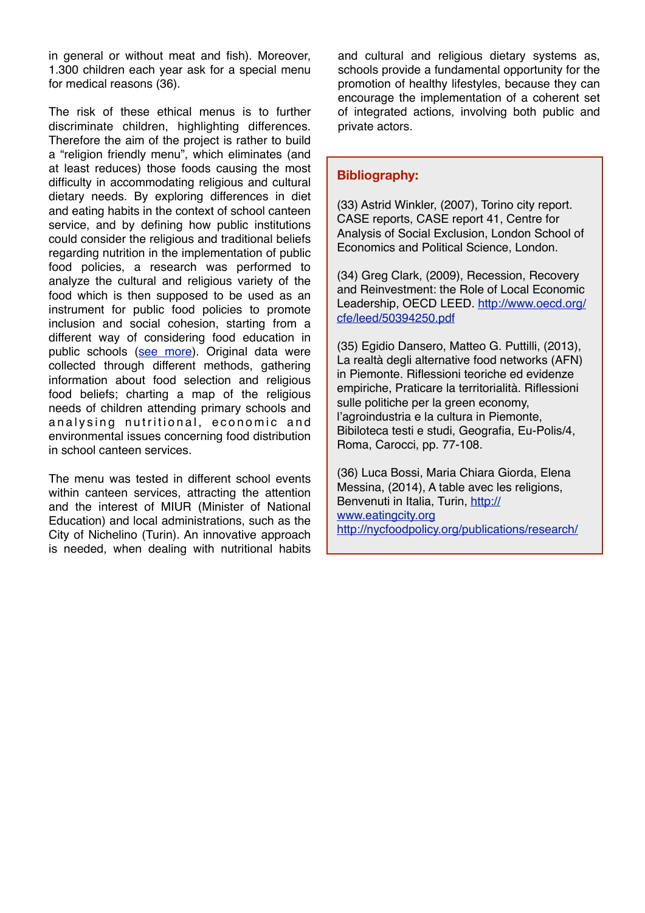in general or without meat and fish). Moreover, 1.300 children each year ask for a special menu for medical reasons (36).

The risk of these ethical menus is to further discriminate children, highlighting differences. Therefore the aim of the project is rather to build a "religion friendly menu", which eliminates (and at least reduces) those foods causing the most difficulty in accommodating religious and cultural dietary needs. By exploring differences in diet and eating habits in the context of school canteen service, and by defining how public institutions could consider the religious and traditional beliefs regarding nutrition in the implementation of public food policies, a research was performed to analyze the cultural and religious variety of the food which is then supposed to be used as an instrument for public food policies to promote inclusion and social cohesion, starting from a different way of considering food education in public schools (see more). Original data were collected through different methods, gathering information about food selection and religious food beliefs; charting a map of the religious needs of children attending primary schools and analysing nutritional, economic and environmental issues concerning food distribution in school canteen services.

The menu was tested in different school events within canteen services, attracting the attention and the interest of MIUR (Minister of National Education) and local administrations, such as the City of Nichelino (Turin). An innovative approach is needed, when dealing with nutritional habits and cultural and religious dietary systems as, schools provide a fundamental opportunity for the promotion of healthy lifestyles, because they can encourage the implementation of a coherent set of integrated actions, involving both public and private actors.

## Bibliography:

(33) Astrid Winkler, (2007), Torino city report. CASE reports, CASE report 41, Centre for Analysis of Social Exclusion, London School of Economics and Political Science, London.

(34) Greg Clark, (2009), Recession, Recovery and Reinvestment: the Role of Local Economic Leadership, OECD LEED. http://www.oecd.org/cfe/leed/50394250.pdf

(35) Egidio Dansero, Matteo G. Puttilli, (2013), La realtà degli alternative food networks (AFN) in Piemonte. Riflessioni teoriche ed evidenze empiriche, Praticare la territorialità. Riflessioni sulle politiche per la green economy, l'agroindustria e la cultura in Piemonte, Bibiloteca testi e studi, Geografia, Eu-Polis/4, Roma, Carocci, pp. 77-108.

(36) Luca Bossi, Maria Chiara Giorda, Elena Messina, (2014), A table avec les religions, Benvenuti in Italia, Turin, http://www.eatingcity.org
http://nycfoodpolicy.org/publications/research/